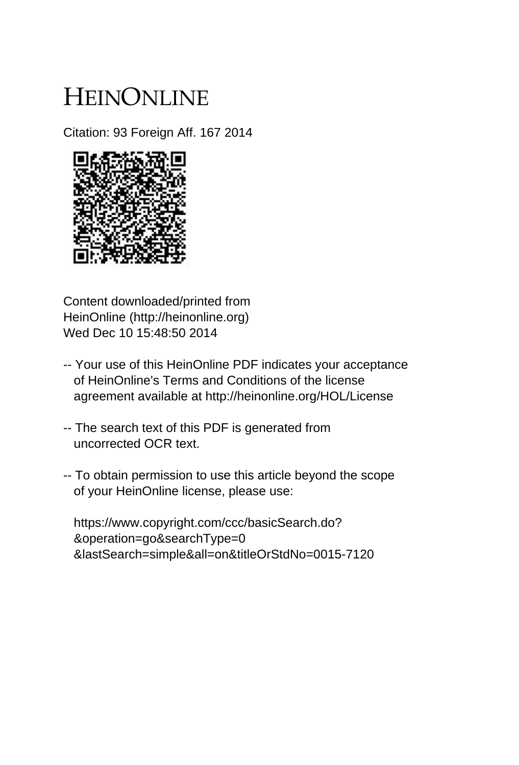# HEINONLINE

Citation: 93 Foreign Aff. 167 2014

Content downloaded/printed from
HeinOnline (http://heinonline.org)
Wed Dec 10 15:48:50 2014

-- Your use of this HeinOnline PDF indicates your acceptance of HeinOnline's Terms and Conditions of the license agreement available at http://heinonline.org/HOL/License

-- The search text of this PDF is generated from uncorrected OCR text.

-- To obtain permission to use this article beyond the scope of your HeinOnline license, please use:

https://www.copyright.com/ccc/basicSearch.do?
&operation=go&searchType=0
&lastSearch=simple&all=on&titleOrStdNo=0015-7120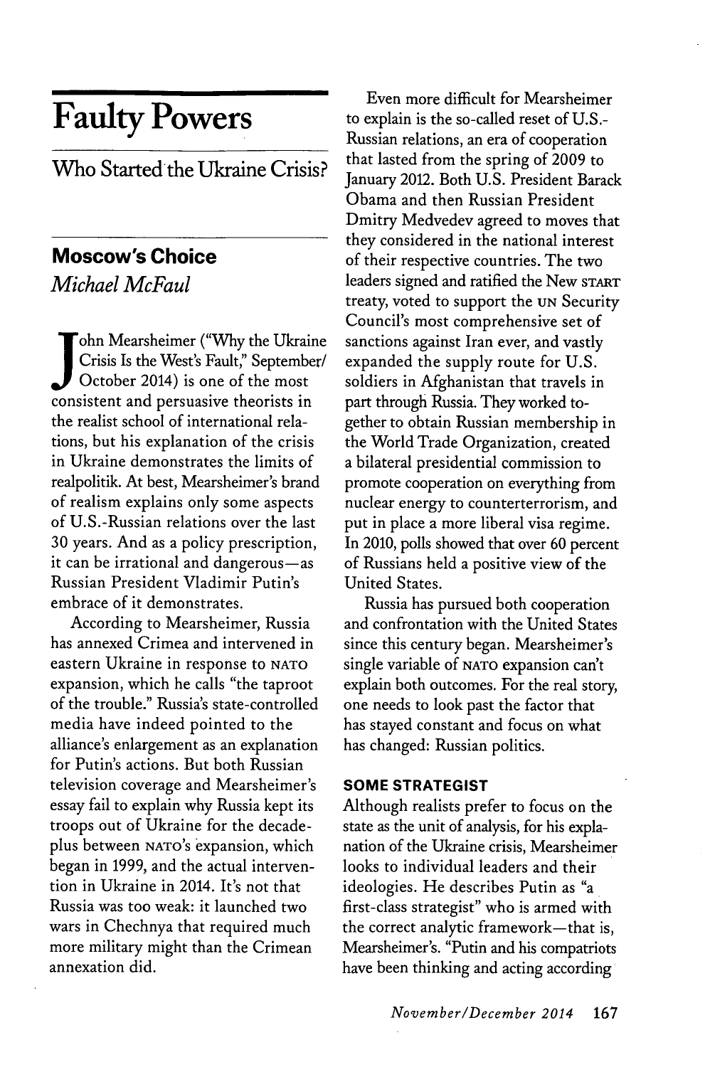# Faulty Powers

## Who Started the Ukraine Crisis?

### Moscow's Choice

*Michael McFaul*

John Mearsheimer ("Why the Ukraine Crisis Is the West's Fault," September/October 2014) is one of the most consistent and persuasive theorists in the realist school of international relations, but his explanation of the crisis in Ukraine demonstrates the limits of realpolitik. At best, Mearsheimer's brand of realism explains only some aspects of U.S.-Russian relations over the last 30 years. And as a policy prescription, it can be irrational and dangerous—as Russian President Vladimir Putin's embrace of it demonstrates.

According to Mearsheimer, Russia has annexed Crimea and intervened in eastern Ukraine in response to NATO expansion, which he calls "the taproot of the trouble." Russia's state-controlled media have indeed pointed to the alliance's enlargement as an explanation for Putin's actions. But both Russian television coverage and Mearsheimer's essay fail to explain why Russia kept its troops out of Ukraine for the decade-plus between NATO's expansion, which began in 1999, and the actual intervention in Ukraine in 2014. It's not that Russia was too weak: it launched two wars in Chechnya that required much more military might than the Crimean annexation did.

Even more difficult for Mearsheimer to explain is the so-called reset of U.S.-Russian relations, an era of cooperation that lasted from the spring of 2009 to January 2012. Both U.S. President Barack Obama and then Russian President Dmitry Medvedev agreed to moves that they considered in the national interest of their respective countries. The two leaders signed and ratified the New START treaty, voted to support the UN Security Council's most comprehensive set of sanctions against Iran ever, and vastly expanded the supply route for U.S. soldiers in Afghanistan that travels in part through Russia. They worked together to obtain Russian membership in the World Trade Organization, created a bilateral presidential commission to promote cooperation on everything from nuclear energy to counterterrorism, and put in place a more liberal visa regime. In 2010, polls showed that over 60 percent of Russians held a positive view of the United States.

Russia has pursued both cooperation and confrontation with the United States since this century began. Mearsheimer's single variable of NATO expansion can't explain both outcomes. For the real story, one needs to look past the factor that has stayed constant and focus on what has changed: Russian politics.

#### SOME STRATEGIST

Although realists prefer to focus on the state as the unit of analysis, for his explanation of the Ukraine crisis, Mearsheimer looks to individual leaders and their ideologies. He describes Putin as "a first-class strategist" who is armed with the correct analytic framework—that is, Mearsheimer's. "Putin and his compatriots have been thinking and acting according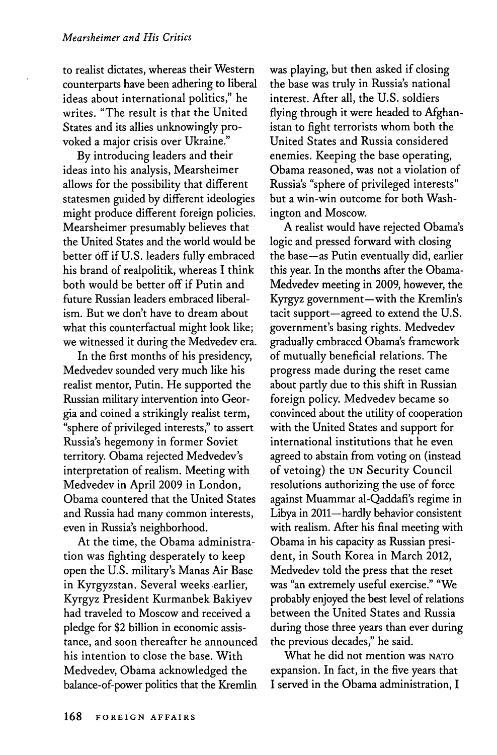to realist dictates, whereas their Western counterparts have been adhering to liberal ideas about international politics," he writes. "The result is that the United States and its allies unknowingly provoked a major crisis over Ukraine."

By introducing leaders and their ideas into his analysis, Mearsheimer allows for the possibility that different statesmen guided by different ideologies might produce different foreign policies. Mearsheimer presumably believes that the United States and the world would be better off if U.S. leaders fully embraced his brand of realpolitik, whereas I think both would be better off if Putin and future Russian leaders embraced liberalism. But we don't have to dream about what this counterfactual might look like; we witnessed it during the Medvedev era.

In the first months of his presidency, Medvedev sounded very much like his realist mentor, Putin. He supported the Russian military intervention into Georgia and coined a strikingly realist term, "sphere of privileged interests," to assert Russia's hegemony in former Soviet territory. Obama rejected Medvedev's interpretation of realism. Meeting with Medvedev in April 2009 in London, Obama countered that the United States and Russia had many common interests, even in Russia's neighborhood.

At the time, the Obama administration was fighting desperately to keep open the U.S. military's Manas Air Base in Kyrgyzstan. Several weeks earlier, Kyrgyz President Kurmanbek Bakiyev had traveled to Moscow and received a pledge for $2 billion in economic assistance, and soon thereafter he announced his intention to close the base. With Medvedev, Obama acknowledged the balance-of-power politics that the Kremlin was playing, but then asked if closing the base was truly in Russia's national interest. After all, the U.S. soldiers flying through it were headed to Afghanistan to fight terrorists whom both the United States and Russia considered enemies. Keeping the base operating, Obama reasoned, was not a violation of Russia's "sphere of privileged interests" but a win-win outcome for both Washington and Moscow.

A realist would have rejected Obama's logic and pressed forward with closing the base—as Putin eventually did, earlier this year. In the months after the Obama-Medvedev meeting in 2009, however, the Kyrgyz government—with the Kremlin's tacit support—agreed to extend the U.S. government's basing rights. Medvedev gradually embraced Obama's framework of mutually beneficial relations. The progress made during the reset came about partly due to this shift in Russian foreign policy. Medvedev became so convinced about the utility of cooperation with the United States and support for international institutions that he even agreed to abstain from voting on (instead of vetoing) the UN Security Council resolutions authorizing the use of force against Muammar al-Qaddafi's regime in Libya in 2011—hardly behavior consistent with realism. After his final meeting with Obama in his capacity as Russian president, in South Korea in March 2012, Medvedev told the press that the reset was "an extremely useful exercise." "We probably enjoyed the best level of relations between the United States and Russia during those three years than ever during the previous decades," he said.

What he did not mention was NATO expansion. In fact, in the five years that I served in the Obama administration, I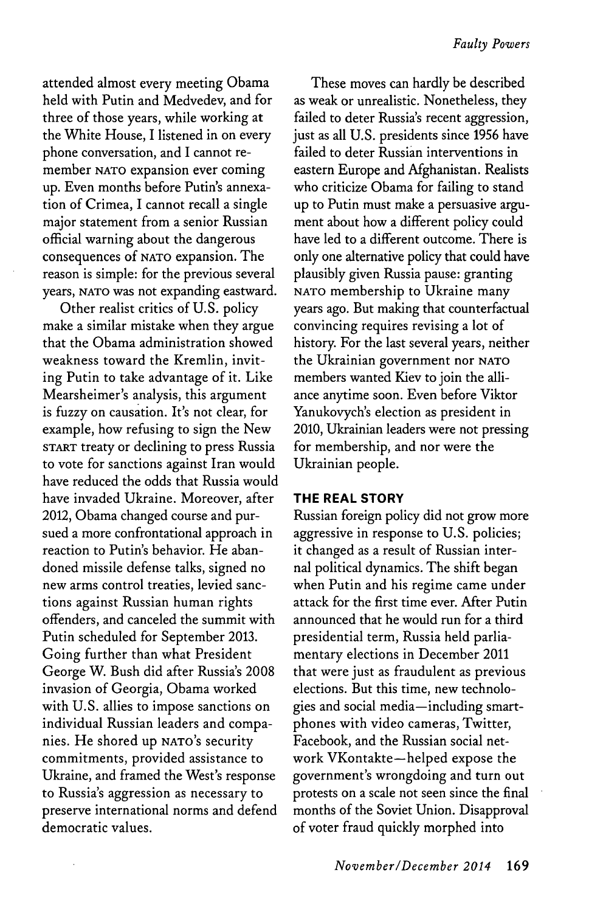attended almost every meeting Obama held with Putin and Medvedev, and for three of those years, while working at the White House, I listened in on every phone conversation, and I cannot remember NATO expansion ever coming up. Even months before Putin's annexation of Crimea, I cannot recall a single major statement from a senior Russian official warning about the dangerous consequences of NATO expansion. The reason is simple: for the previous several years, NATO was not expanding eastward.

Other realist critics of U.S. policy make a similar mistake when they argue that the Obama administration showed weakness toward the Kremlin, inviting Putin to take advantage of it. Like Mearsheimer's analysis, this argument is fuzzy on causation. It's not clear, for example, how refusing to sign the New START treaty or declining to press Russia to vote for sanctions against Iran would have reduced the odds that Russia would have invaded Ukraine. Moreover, after 2012, Obama changed course and pursued a more confrontational approach in reaction to Putin's behavior. He abandoned missile defense talks, signed no new arms control treaties, levied sanctions against Russian human rights offenders, and canceled the summit with Putin scheduled for September 2013. Going further than what President George W. Bush did after Russia's 2008 invasion of Georgia, Obama worked with U.S. allies to impose sanctions on individual Russian leaders and companies. He shored up NATO's security commitments, provided assistance to Ukraine, and framed the West's response to Russia's aggression as necessary to preserve international norms and defend democratic values.

These moves can hardly be described as weak or unrealistic. Nonetheless, they failed to deter Russia's recent aggression, just as all U.S. presidents since 1956 have failed to deter Russian interventions in eastern Europe and Afghanistan. Realists who criticize Obama for failing to stand up to Putin must make a persuasive argument about how a different policy could have led to a different outcome. There is only one alternative policy that could have plausibly given Russia pause: granting NATO membership to Ukraine many years ago. But making that counterfactual convincing requires revising a lot of history. For the last several years, neither the Ukrainian government nor NATO members wanted Kiev to join the alliance anytime soon. Even before Viktor Yanukovych's election as president in 2010, Ukrainian leaders were not pressing for membership, and nor were the Ukrainian people.

## THE REAL STORY

Russian foreign policy did not grow more aggressive in response to U.S. policies; it changed as a result of Russian internal political dynamics. The shift began when Putin and his regime came under attack for the first time ever. After Putin announced that he would run for a third presidential term, Russia held parliamentary elections in December 2011 that were just as fraudulent as previous elections. But this time, new technologies and social media—including smartphones with video cameras, Twitter, Facebook, and the Russian social network VKontakte—helped expose the government's wrongdoing and turn out protests on a scale not seen since the final months of the Soviet Union. Disapproval of voter fraud quickly morphed into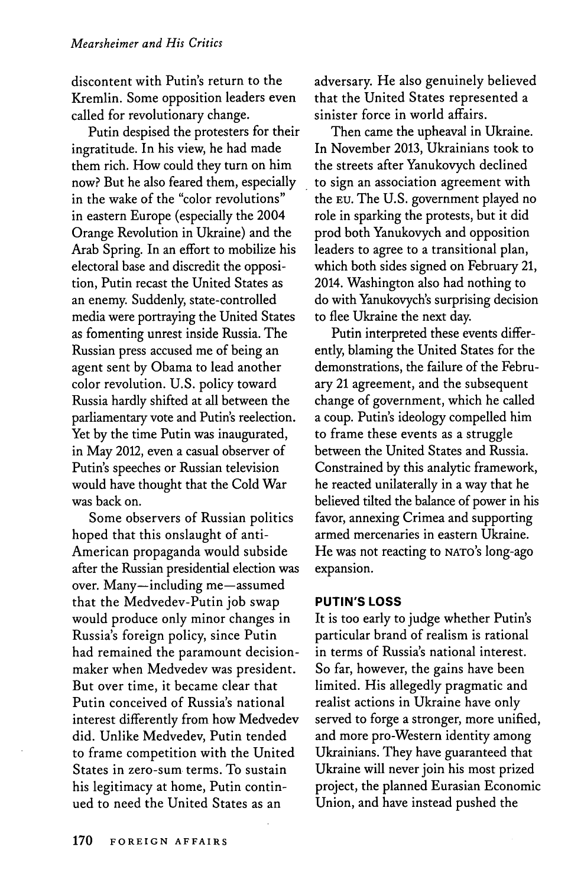discontent with Putin's return to the Kremlin. Some opposition leaders even called for revolutionary change.

Putin despised the protesters for their ingratitude. In his view, he had made them rich. How could they turn on him now? But he also feared them, especially in the wake of the "color revolutions" in eastern Europe (especially the 2004 Orange Revolution in Ukraine) and the Arab Spring. In an effort to mobilize his electoral base and discredit the opposition, Putin recast the United States as an enemy. Suddenly, state-controlled media were portraying the United States as fomenting unrest inside Russia. The Russian press accused me of being an agent sent by Obama to lead another color revolution. U.S. policy toward Russia hardly shifted at all between the parliamentary vote and Putin's reelection. Yet by the time Putin was inaugurated, in May 2012, even a casual observer of Putin's speeches or Russian television would have thought that the Cold War was back on.

Some observers of Russian politics hoped that this onslaught of anti-American propaganda would subside after the Russian presidential election was over. Many—including me—assumed that the Medvedev-Putin job swap would produce only minor changes in Russia's foreign policy, since Putin had remained the paramount decision-maker when Medvedev was president. But over time, it became clear that Putin conceived of Russia's national interest differently from how Medvedev did. Unlike Medvedev, Putin tended to frame competition with the United States in zero-sum terms. To sustain his legitimacy at home, Putin continued to need the United States as an adversary. He also genuinely believed that the United States represented a sinister force in world affairs.

Then came the upheaval in Ukraine. In November 2013, Ukrainians took to the streets after Yanukovych declined to sign an association agreement with the EU. The U.S. government played no role in sparking the protests, but it did prod both Yanukovych and opposition leaders to agree to a transitional plan, which both sides signed on February 21, 2014. Washington also had nothing to do with Yanukovych's surprising decision to flee Ukraine the next day.

Putin interpreted these events differently, blaming the United States for the demonstrations, the failure of the February 21 agreement, and the subsequent change of government, which he called a coup. Putin's ideology compelled him to frame these events as a struggle between the United States and Russia. Constrained by this analytic framework, he reacted unilaterally in a way that he believed tilted the balance of power in his favor, annexing Crimea and supporting armed mercenaries in eastern Ukraine. He was not reacting to NATO's long-ago expansion.

## PUTIN'S LOSS

It is too early to judge whether Putin's particular brand of realism is rational in terms of Russia's national interest. So far, however, the gains have been limited. His allegedly pragmatic and realist actions in Ukraine have only served to forge a stronger, more unified, and more pro-Western identity among Ukrainians. They have guaranteed that Ukraine will never join his most prized project, the planned Eurasian Economic Union, and have instead pushed the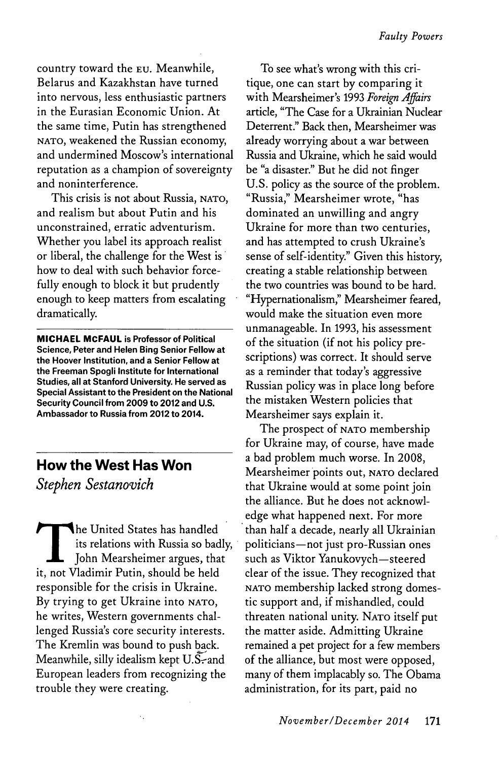country toward the EU. Meanwhile, Belarus and Kazakhstan have turned into nervous, less enthusiastic partners in the Eurasian Economic Union. At the same time, Putin has strengthened NATO, weakened the Russian economy, and undermined Moscow's international reputation as a champion of sovereignty and noninterference.

This crisis is not about Russia, NATO, and realism but about Putin and his unconstrained, erratic adventurism. Whether you label its approach realist or liberal, the challenge for the West is how to deal with such behavior forcefully enough to block it but prudently enough to keep matters from escalating dramatically.

**MICHAEL MCFAUL is Professor of Political Science, Peter and Helen Bing Senior Fellow at the Hoover Institution, and a Senior Fellow at the Freeman Spogli Institute for International Studies, all at Stanford University. He served as Special Assistant to the President on the National Security Council from 2009 to 2012 and U.S. Ambassador to Russia from 2012 to 2014.**

## How the West Has Won

*Stephen Sestanovich*

The United States has handled its relations with Russia so badly, John Mearsheimer argues, that it, not Vladimir Putin, should be held responsible for the crisis in Ukraine. By trying to get Ukraine into NATO, he writes, Western governments challenged Russia's core security interests. The Kremlin was bound to push back. Meanwhile, silly idealism kept U.S. and European leaders from recognizing the trouble they were creating.

To see what's wrong with this critique, one can start by comparing it with Mearsheimer's 1993 *Foreign Affairs* article, "The Case for a Ukrainian Nuclear Deterrent." Back then, Mearsheimer was already worrying about a war between Russia and Ukraine, which he said would be "a disaster." But he did not finger U.S. policy as the source of the problem. "Russia," Mearsheimer wrote, "has dominated an unwilling and angry Ukraine for more than two centuries, and has attempted to crush Ukraine's sense of self-identity." Given this history, creating a stable relationship between the two countries was bound to be hard. "Hypernationalism," Mearsheimer feared, would make the situation even more unmanageable. In 1993, his assessment of the situation (if not his policy prescriptions) was correct. It should serve as a reminder that today's aggressive Russian policy was in place long before the mistaken Western policies that Mearsheimer says explain it.

The prospect of NATO membership for Ukraine may, of course, have made a bad problem much worse. In 2008, Mearsheimer points out, NATO declared that Ukraine would at some point join the alliance. But he does not acknowledge what happened next. For more than half a decade, nearly all Ukrainian politicians—not just pro-Russian ones such as Viktor Yanukovych—steered clear of the issue. They recognized that NATO membership lacked strong domestic support and, if mishandled, could threaten national unity. NATO itself put the matter aside. Admitting Ukraine remained a pet project for a few members of the alliance, but most were opposed, many of them implacably so. The Obama administration, for its part, paid no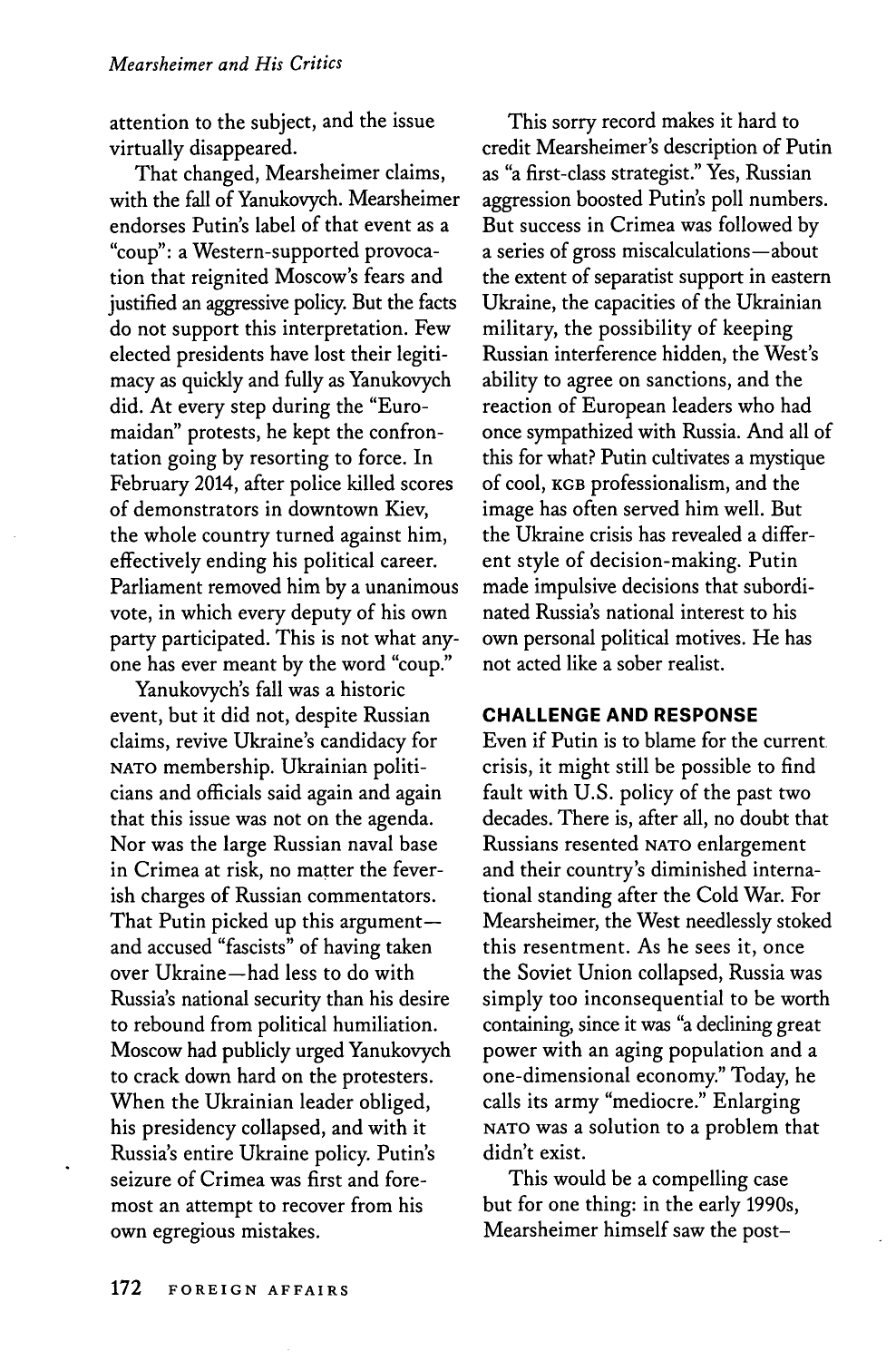attention to the subject, and the issue virtually disappeared.

That changed, Mearsheimer claims, with the fall of Yanukovych. Mearsheimer endorses Putin's label of that event as a "coup": a Western-supported provocation that reignited Moscow's fears and justified an aggressive policy. But the facts do not support this interpretation. Few elected presidents have lost their legitimacy as quickly and fully as Yanukovych did. At every step during the "Euromaidan" protests, he kept the confrontation going by resorting to force. In February 2014, after police killed scores of demonstrators in downtown Kiev, the whole country turned against him, effectively ending his political career. Parliament removed him by a unanimous vote, in which every deputy of his own party participated. This is not what anyone has ever meant by the word "coup."

Yanukovych's fall was a historic event, but it did not, despite Russian claims, revive Ukraine's candidacy for NATO membership. Ukrainian politicians and officials said again and again that this issue was not on the agenda. Nor was the large Russian naval base in Crimea at risk, no matter the feverish charges of Russian commentators. That Putin picked up this argument—and accused "fascists" of having taken over Ukraine—had less to do with Russia's national security than his desire to rebound from political humiliation. Moscow had publicly urged Yanukovych to crack down hard on the protesters. When the Ukrainian leader obliged, his presidency collapsed, and with it Russia's entire Ukraine policy. Putin's seizure of Crimea was first and foremost an attempt to recover from his own egregious mistakes.

This sorry record makes it hard to credit Mearsheimer's description of Putin as "a first-class strategist." Yes, Russian aggression boosted Putin's poll numbers. But success in Crimea was followed by a series of gross miscalculations—about the extent of separatist support in eastern Ukraine, the capacities of the Ukrainian military, the possibility of keeping Russian interference hidden, the West's ability to agree on sanctions, and the reaction of European leaders who had once sympathized with Russia. And all of this for what? Putin cultivates a mystique of cool, KGB professionalism, and the image has often served him well. But the Ukraine crisis has revealed a different style of decision-making. Putin made impulsive decisions that subordinated Russia's national interest to his own personal political motives. He has not acted like a sober realist.

## CHALLENGE AND RESPONSE

Even if Putin is to blame for the current crisis, it might still be possible to find fault with U.S. policy of the past two decades. There is, after all, no doubt that Russians resented NATO enlargement and their country's diminished international standing after the Cold War. For Mearsheimer, the West needlessly stoked this resentment. As he sees it, once the Soviet Union collapsed, Russia was simply too inconsequential to be worth containing, since it was "a declining great power with an aging population and a one-dimensional economy." Today, he calls its army "mediocre." Enlarging NATO was a solution to a problem that didn't exist.

This would be a compelling case but for one thing: in the early 1990s, Mearsheimer himself saw the post-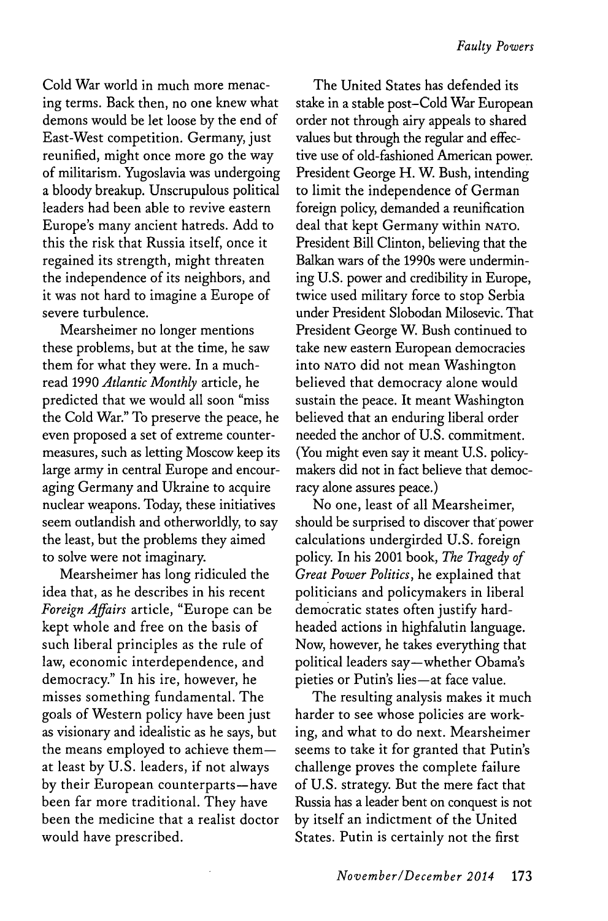Cold War world in much more menacing terms. Back then, no one knew what demons would be let loose by the end of East-West competition. Germany, just reunified, might once more go the way of militarism. Yugoslavia was undergoing a bloody breakup. Unscrupulous political leaders had been able to revive eastern Europe's many ancient hatreds. Add to this the risk that Russia itself, once it regained its strength, might threaten the independence of its neighbors, and it was not hard to imagine a Europe of severe turbulence.

Mearsheimer no longer mentions these problems, but at the time, he saw them for what they were. In a much-read 1990 *Atlantic Monthly* article, he predicted that we would all soon "miss the Cold War." To preserve the peace, he even proposed a set of extreme countermeasures, such as letting Moscow keep its large army in central Europe and encouraging Germany and Ukraine to acquire nuclear weapons. Today, these initiatives seem outlandish and otherworldly, to say the least, but the problems they aimed to solve were not imaginary.

Mearsheimer has long ridiculed the idea that, as he describes in his recent *Foreign Affairs* article, "Europe can be kept whole and free on the basis of such liberal principles as the rule of law, economic interdependence, and democracy." In his ire, however, he misses something fundamental. The goals of Western policy have been just as visionary and idealistic as he says, but the means employed to achieve them—at least by U.S. leaders, if not always by their European counterparts—have been far more traditional. They have been the medicine that a realist doctor would have prescribed.

The United States has defended its stake in a stable post–Cold War European order not through airy appeals to shared values but through the regular and effective use of old-fashioned American power. President George H. W. Bush, intending to limit the independence of German foreign policy, demanded a reunification deal that kept Germany within NATO. President Bill Clinton, believing that the Balkan wars of the 1990s were undermining U.S. power and credibility in Europe, twice used military force to stop Serbia under President Slobodan Milosevic. That President George W. Bush continued to take new eastern European democracies into NATO did not mean Washington believed that democracy alone would sustain the peace. It meant Washington believed that an enduring liberal order needed the anchor of U.S. commitment. (You might even say it meant U.S. policymakers did not in fact believe that democracy alone assures peace.)

No one, least of all Mearsheimer, should be surprised to discover that power calculations undergirded U.S. foreign policy. In his 2001 book, *The Tragedy of Great Power Politics*, he explained that politicians and policymakers in liberal democratic states often justify hardheaded actions in highfalutin language. Now, however, he takes everything that political leaders say—whether Obama's pieties or Putin's lies—at face value.

The resulting analysis makes it much harder to see whose policies are working, and what to do next. Mearsheimer seems to take it for granted that Putin's challenge proves the complete failure of U.S. strategy. But the mere fact that Russia has a leader bent on conquest is not by itself an indictment of the United States. Putin is certainly not the first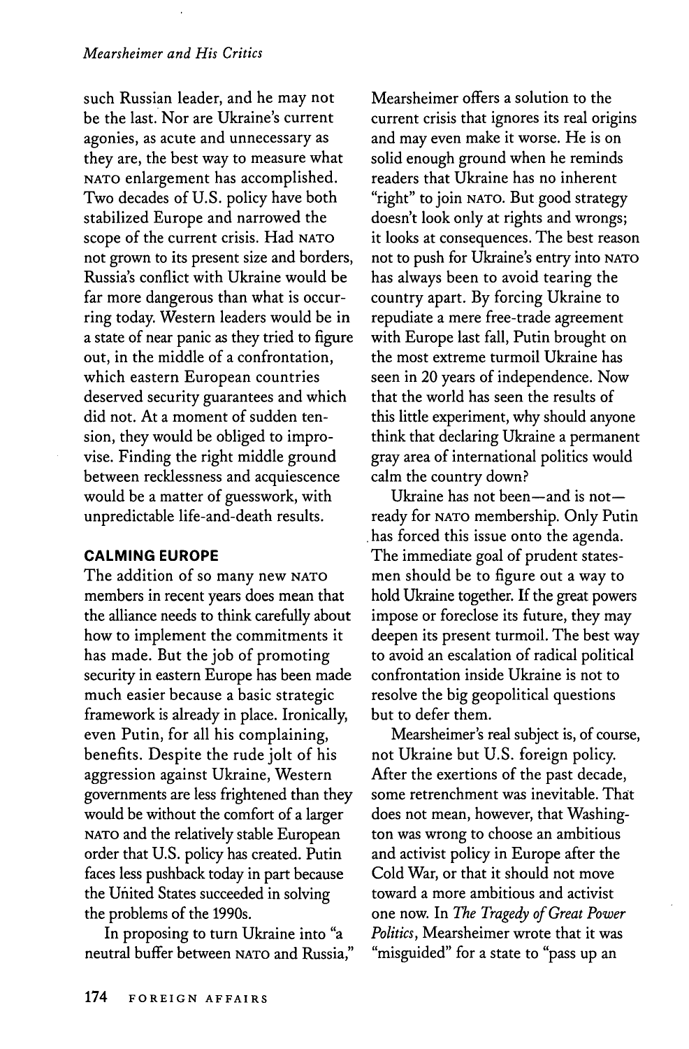such Russian leader, and he may not be the last. Nor are Ukraine's current agonies, as acute and unnecessary as they are, the best way to measure what NATO enlargement has accomplished. Two decades of U.S. policy have both stabilized Europe and narrowed the scope of the current crisis. Had NATO not grown to its present size and borders, Russia's conflict with Ukraine would be far more dangerous than what is occurring today. Western leaders would be in a state of near panic as they tried to figure out, in the middle of a confrontation, which eastern European countries deserved security guarantees and which did not. At a moment of sudden tension, they would be obliged to improvise. Finding the right middle ground between recklessness and acquiescence would be a matter of guesswork, with unpredictable life-and-death results.

## CALMING EUROPE

The addition of so many new NATO members in recent years does mean that the alliance needs to think carefully about how to implement the commitments it has made. But the job of promoting security in eastern Europe has been made much easier because a basic strategic framework is already in place. Ironically, even Putin, for all his complaining, benefits. Despite the rude jolt of his aggression against Ukraine, Western governments are less frightened than they would be without the comfort of a larger NATO and the relatively stable European order that U.S. policy has created. Putin faces less pushback today in part because the United States succeeded in solving the problems of the 1990s.

In proposing to turn Ukraine into "a neutral buffer between NATO and Russia," Mearsheimer offers a solution to the current crisis that ignores its real origins and may even make it worse. He is on solid enough ground when he reminds readers that Ukraine has no inherent "right" to join NATO. But good strategy doesn't look only at rights and wrongs; it looks at consequences. The best reason not to push for Ukraine's entry into NATO has always been to avoid tearing the country apart. By forcing Ukraine to repudiate a mere free-trade agreement with Europe last fall, Putin brought on the most extreme turmoil Ukraine has seen in 20 years of independence. Now that the world has seen the results of this little experiment, why should anyone think that declaring Ukraine a permanent gray area of international politics would calm the country down?

Ukraine has not been—and is not—ready for NATO membership. Only Putin has forced this issue onto the agenda. The immediate goal of prudent statesmen should be to figure out a way to hold Ukraine together. If the great powers impose or foreclose its future, they may deepen its present turmoil. The best way to avoid an escalation of radical political confrontation inside Ukraine is not to resolve the big geopolitical questions but to defer them.

Mearsheimer's real subject is, of course, not Ukraine but U.S. foreign policy. After the exertions of the past decade, some retrenchment was inevitable. That does not mean, however, that Washington was wrong to choose an ambitious and activist policy in Europe after the Cold War, or that it should not move toward a more ambitious and activist one now. In *The Tragedy of Great Power Politics*, Mearsheimer wrote that it was "misguided" for a state to "pass up an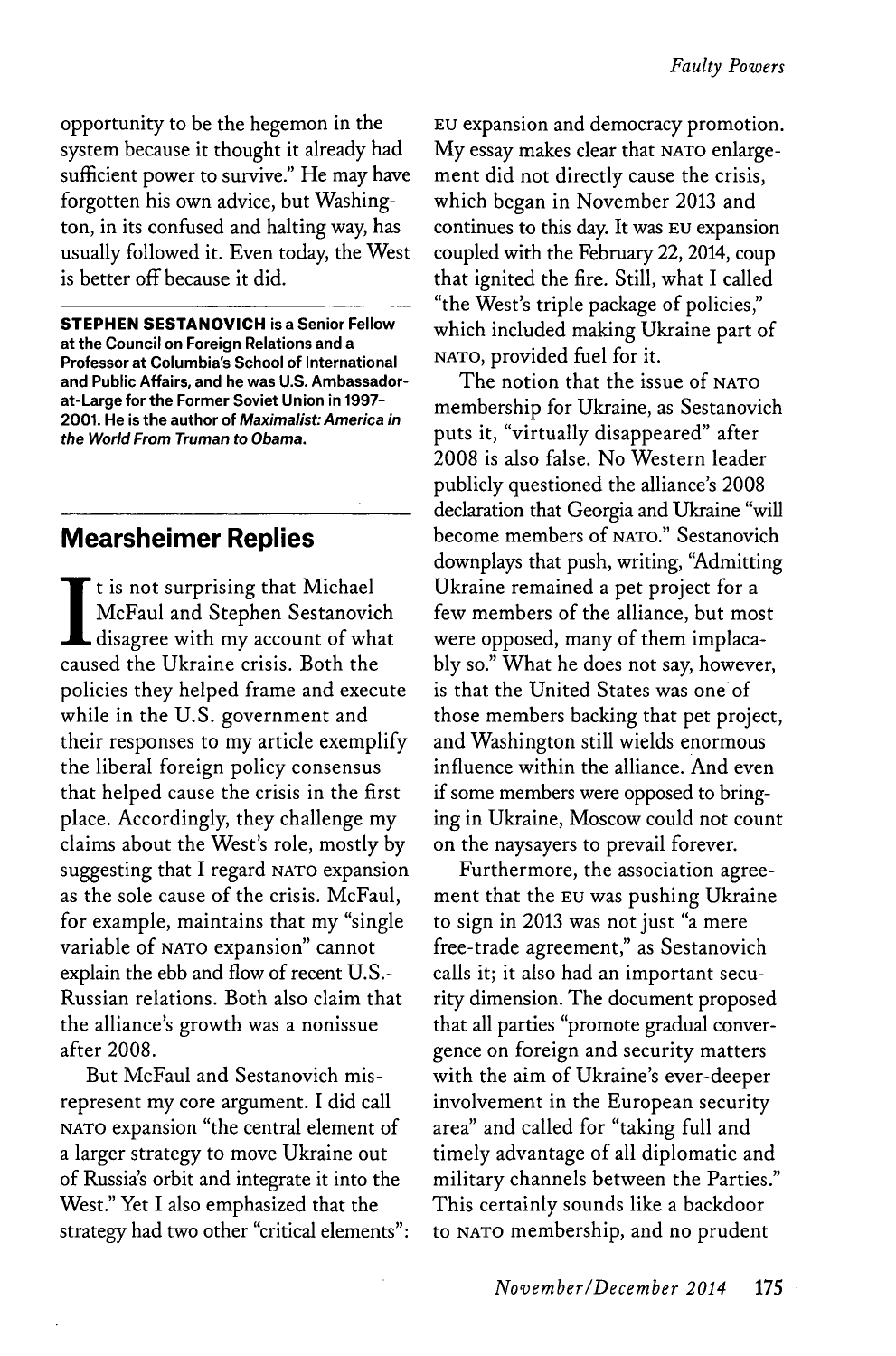opportunity to be the hegemon in the system because it thought it already had sufficient power to survive." He may have forgotten his own advice, but Washington, in its confused and halting way, has usually followed it. Even today, the West is better off because it did.

**STEPHEN SESTANOVICH is a Senior Fellow at the Council on Foreign Relations and a Professor at Columbia's School of International and Public Affairs, and he was U.S. Ambassador-at-Large for the Former Soviet Union in 1997–2001. He is the author of *Maximalist: America in the World From Truman to Obama*.**

## Mearsheimer Replies

It is not surprising that Michael McFaul and Stephen Sestanovich disagree with my account of what caused the Ukraine crisis. Both the policies they helped frame and execute while in the U.S. government and their responses to my article exemplify the liberal foreign policy consensus that helped cause the crisis in the first place. Accordingly, they challenge my claims about the West's role, mostly by suggesting that I regard NATO expansion as the sole cause of the crisis. McFaul, for example, maintains that my "single variable of NATO expansion" cannot explain the ebb and flow of recent U.S.-Russian relations. Both also claim that the alliance's growth was a nonissue after 2008.

But McFaul and Sestanovich misrepresent my core argument. I did call NATO expansion "the central element of a larger strategy to move Ukraine out of Russia's orbit and integrate it into the West." Yet I also emphasized that the strategy had two other "critical elements": EU expansion and democracy promotion. My essay makes clear that NATO enlargement did not directly cause the crisis, which began in November 2013 and continues to this day. It was EU expansion coupled with the February 22, 2014, coup that ignited the fire. Still, what I called "the West's triple package of policies," which included making Ukraine part of NATO, provided fuel for it.

The notion that the issue of NATO membership for Ukraine, as Sestanovich puts it, "virtually disappeared" after 2008 is also false. No Western leader publicly questioned the alliance's 2008 declaration that Georgia and Ukraine "will become members of NATO." Sestanovich downplays that push, writing, "Admitting Ukraine remained a pet project for a few members of the alliance, but most were opposed, many of them implacably so." What he does not say, however, is that the United States was one of those members backing that pet project, and Washington still wields enormous influence within the alliance. And even if some members were opposed to bringing in Ukraine, Moscow could not count on the naysayers to prevail forever.

Furthermore, the association agreement that the EU was pushing Ukraine to sign in 2013 was not just "a mere free-trade agreement," as Sestanovich calls it; it also had an important security dimension. The document proposed that all parties "promote gradual convergence on foreign and security matters with the aim of Ukraine's ever-deeper involvement in the European security area" and called for "taking full and timely advantage of all diplomatic and military channels between the Parties." This certainly sounds like a backdoor to NATO membership, and no prudent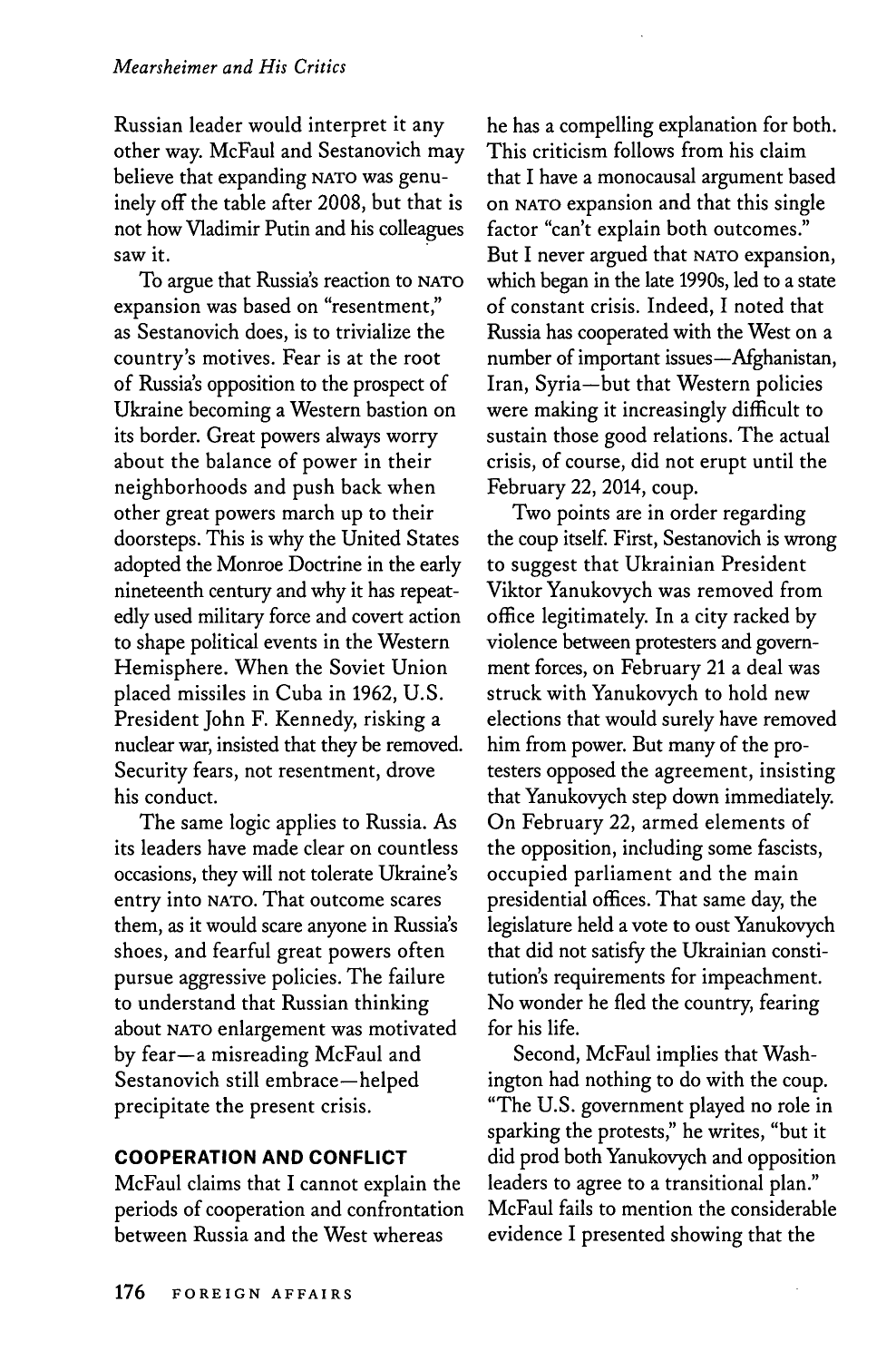Russian leader would interpret it any other way. McFaul and Sestanovich may believe that expanding NATO was genuinely off the table after 2008, but that is not how Vladimir Putin and his colleagues saw it.

To argue that Russia's reaction to NATO expansion was based on "resentment," as Sestanovich does, is to trivialize the country's motives. Fear is at the root of Russia's opposition to the prospect of Ukraine becoming a Western bastion on its border. Great powers always worry about the balance of power in their neighborhoods and push back when other great powers march up to their doorsteps. This is why the United States adopted the Monroe Doctrine in the early nineteenth century and why it has repeatedly used military force and covert action to shape political events in the Western Hemisphere. When the Soviet Union placed missiles in Cuba in 1962, U.S. President John F. Kennedy, risking a nuclear war, insisted that they be removed. Security fears, not resentment, drove his conduct.

The same logic applies to Russia. As its leaders have made clear on countless occasions, they will not tolerate Ukraine's entry into NATO. That outcome scares them, as it would scare anyone in Russia's shoes, and fearful great powers often pursue aggressive policies. The failure to understand that Russian thinking about NATO enlargement was motivated by fear—a misreading McFaul and Sestanovich still embrace—helped precipitate the present crisis.

## COOPERATION AND CONFLICT

McFaul claims that I cannot explain the periods of cooperation and confrontation between Russia and the West whereas he has a compelling explanation for both. This criticism follows from his claim that I have a monocausal argument based on NATO expansion and that this single factor "can't explain both outcomes." But I never argued that NATO expansion, which began in the late 1990s, led to a state of constant crisis. Indeed, I noted that Russia has cooperated with the West on a number of important issues—Afghanistan, Iran, Syria—but that Western policies were making it increasingly difficult to sustain those good relations. The actual crisis, of course, did not erupt until the February 22, 2014, coup.

Two points are in order regarding the coup itself. First, Sestanovich is wrong to suggest that Ukrainian President Viktor Yanukovych was removed from office legitimately. In a city racked by violence between protesters and government forces, on February 21 a deal was struck with Yanukovych to hold new elections that would surely have removed him from power. But many of the protesters opposed the agreement, insisting that Yanukovych step down immediately. On February 22, armed elements of the opposition, including some fascists, occupied parliament and the main presidential offices. That same day, the legislature held a vote to oust Yanukovych that did not satisfy the Ukrainian constitution's requirements for impeachment. No wonder he fled the country, fearing for his life.

Second, McFaul implies that Washington had nothing to do with the coup. "The U.S. government played no role in sparking the protests," he writes, "but it did prod both Yanukovych and opposition leaders to agree to a transitional plan." McFaul fails to mention the considerable evidence I presented showing that the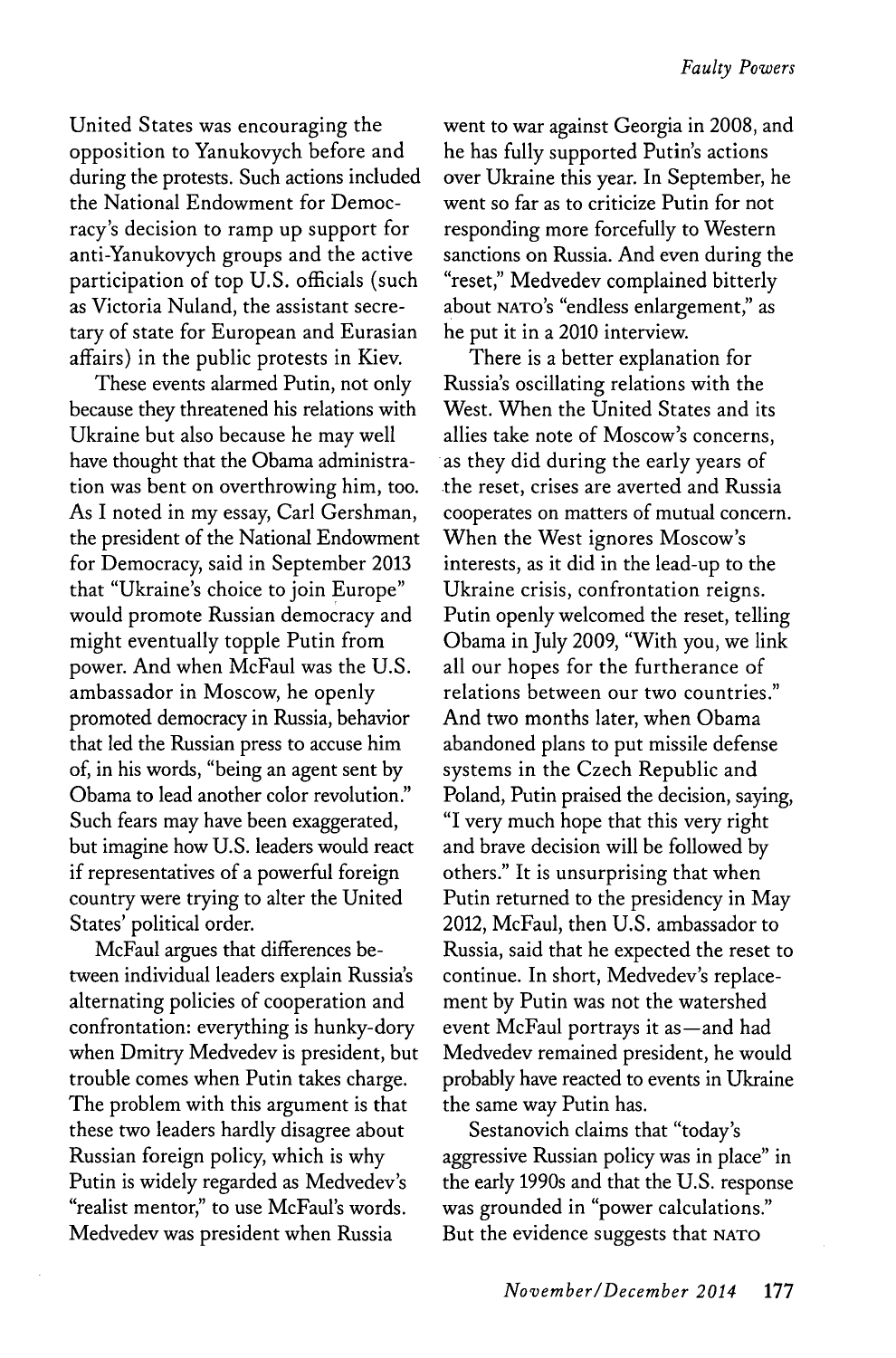United States was encouraging the opposition to Yanukovych before and during the protests. Such actions included the National Endowment for Democracy's decision to ramp up support for anti-Yanukovych groups and the active participation of top U.S. officials (such as Victoria Nuland, the assistant secretary of state for European and Eurasian affairs) in the public protests in Kiev.

These events alarmed Putin, not only because they threatened his relations with Ukraine but also because he may well have thought that the Obama administration was bent on overthrowing him, too. As I noted in my essay, Carl Gershman, the president of the National Endowment for Democracy, said in September 2013 that "Ukraine's choice to join Europe" would promote Russian democracy and might eventually topple Putin from power. And when McFaul was the U.S. ambassador in Moscow, he openly promoted democracy in Russia, behavior that led the Russian press to accuse him of, in his words, "being an agent sent by Obama to lead another color revolution." Such fears may have been exaggerated, but imagine how U.S. leaders would react if representatives of a powerful foreign country were trying to alter the United States' political order.

McFaul argues that differences between individual leaders explain Russia's alternating policies of cooperation and confrontation: everything is hunky-dory when Dmitry Medvedev is president, but trouble comes when Putin takes charge. The problem with this argument is that these two leaders hardly disagree about Russian foreign policy, which is why Putin is widely regarded as Medvedev's "realist mentor," to use McFaul's words. Medvedev was president when Russia went to war against Georgia in 2008, and he has fully supported Putin's actions over Ukraine this year. In September, he went so far as to criticize Putin for not responding more forcefully to Western sanctions on Russia. And even during the "reset," Medvedev complained bitterly about NATO's "endless enlargement," as he put it in a 2010 interview.

There is a better explanation for Russia's oscillating relations with the West. When the United States and its allies take note of Moscow's concerns, as they did during the early years of the reset, crises are averted and Russia cooperates on matters of mutual concern. When the West ignores Moscow's interests, as it did in the lead-up to the Ukraine crisis, confrontation reigns. Putin openly welcomed the reset, telling Obama in July 2009, "With you, we link all our hopes for the furtherance of relations between our two countries." And two months later, when Obama abandoned plans to put missile defense systems in the Czech Republic and Poland, Putin praised the decision, saying, "I very much hope that this very right and brave decision will be followed by others." It is unsurprising that when Putin returned to the presidency in May 2012, McFaul, then U.S. ambassador to Russia, said that he expected the reset to continue. In short, Medvedev's replacement by Putin was not the watershed event McFaul portrays it as—and had Medvedev remained president, he would probably have reacted to events in Ukraine the same way Putin has.

Sestanovich claims that "today's aggressive Russian policy was in place" in the early 1990s and that the U.S. response was grounded in "power calculations." But the evidence suggests that NATO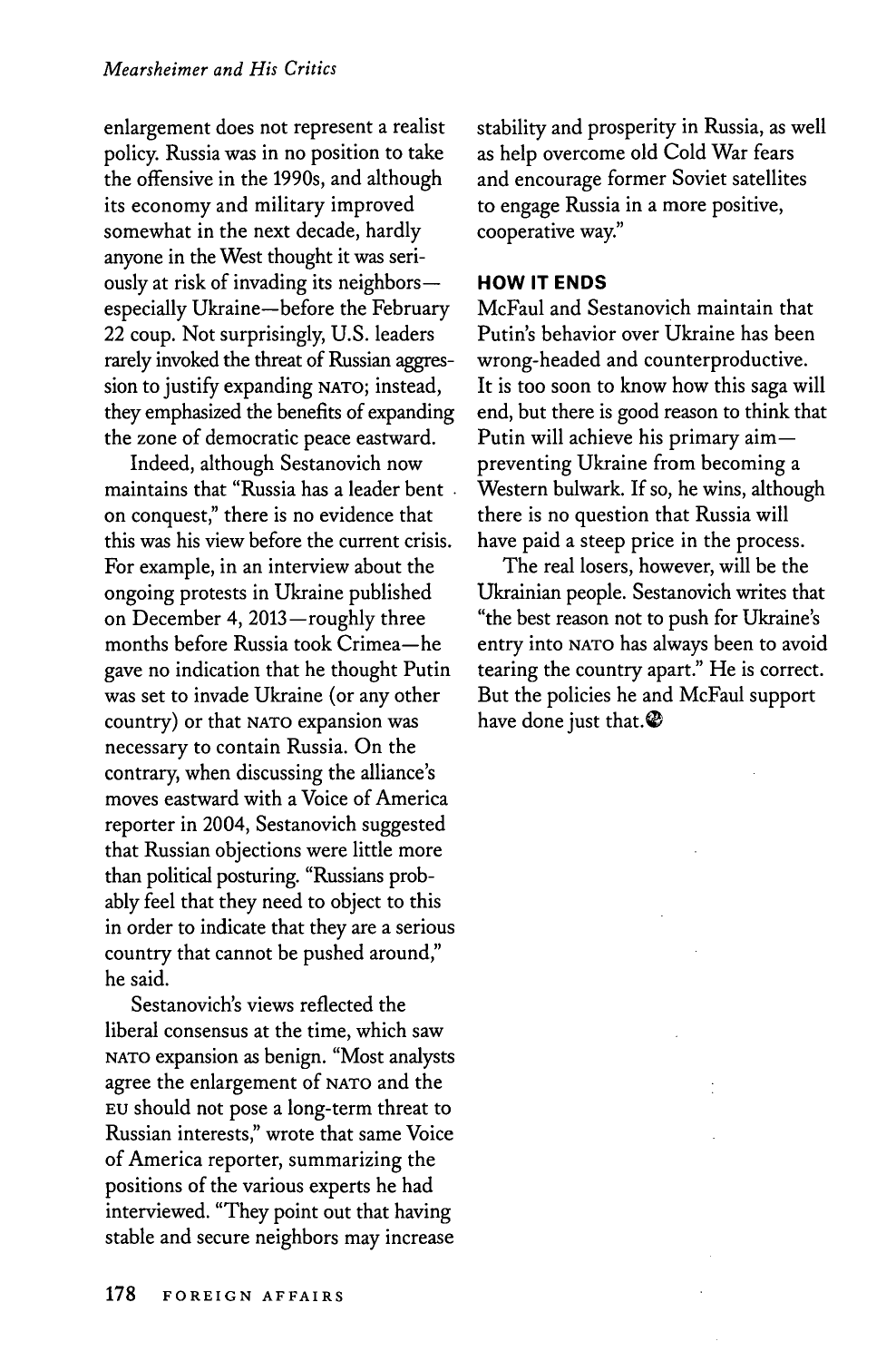enlargement does not represent a realist policy. Russia was in no position to take the offensive in the 1990s, and although its economy and military improved somewhat in the next decade, hardly anyone in the West thought it was seriously at risk of invading its neighbors—especially Ukraine—before the February 22 coup. Not surprisingly, U.S. leaders rarely invoked the threat of Russian aggression to justify expanding NATO; instead, they emphasized the benefits of expanding the zone of democratic peace eastward.

Indeed, although Sestanovich now maintains that "Russia has a leader bent on conquest," there is no evidence that this was his view before the current crisis. For example, in an interview about the ongoing protests in Ukraine published on December 4, 2013—roughly three months before Russia took Crimea—he gave no indication that he thought Putin was set to invade Ukraine (or any other country) or that NATO expansion was necessary to contain Russia. On the contrary, when discussing the alliance's moves eastward with a Voice of America reporter in 2004, Sestanovich suggested that Russian objections were little more than political posturing. "Russians probably feel that they need to object to this in order to indicate that they are a serious country that cannot be pushed around," he said.

Sestanovich's views reflected the liberal consensus at the time, which saw NATO expansion as benign. "Most analysts agree the enlargement of NATO and the EU should not pose a long-term threat to Russian interests," wrote that same Voice of America reporter, summarizing the positions of the various experts he had interviewed. "They point out that having stable and secure neighbors may increase stability and prosperity in Russia, as well as help overcome old Cold War fears and encourage former Soviet satellites to engage Russia in a more positive, cooperative way."

## HOW IT ENDS

McFaul and Sestanovich maintain that Putin's behavior over Ukraine has been wrong-headed and counterproductive. It is too soon to know how this saga will end, but there is good reason to think that Putin will achieve his primary aim—preventing Ukraine from becoming a Western bulwark. If so, he wins, although there is no question that Russia will have paid a steep price in the process.

The real losers, however, will be the Ukrainian people. Sestanovich writes that "the best reason not to push for Ukraine's entry into NATO has always been to avoid tearing the country apart." He is correct. But the policies he and McFaul support have done just that.